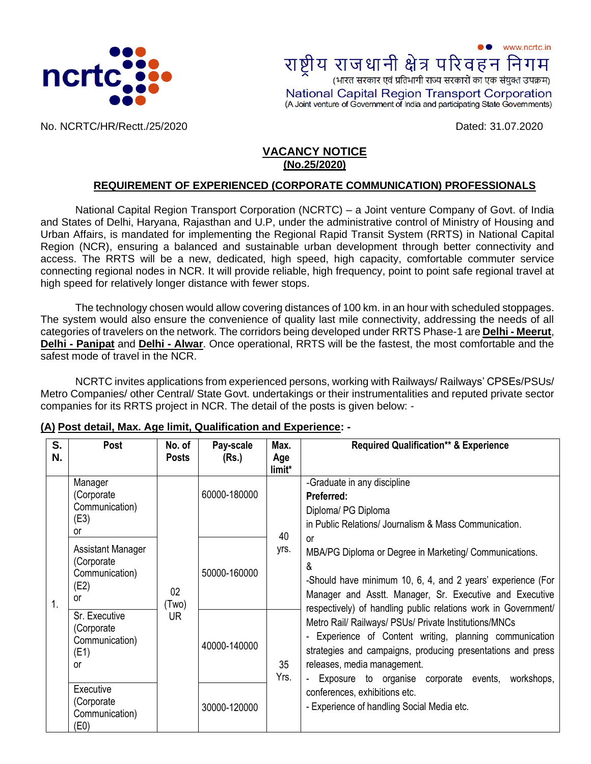www.ncrtc.in

राष्ट्रीय राजधानी क्षेत्र परिवहन निगम

(भारत सरकार एवं प्रतिभागी राज्य सरकारों का एक संयुक्त उपक्रम)

National Capital Region Transport Corporation

(A Joint venture of Government of India and participating State Governments)

No. NCRTC/HR/Rectt./25/2020 Dated: 31.07.2020

# VACANCY NOTICE
## (No.25/2020)

### REQUIREMENT OF EXPERIENCED (CORPORATE COMMUNICATION) PROFESSIONALS

National Capital Region Transport Corporation (NCRTC) – a Joint venture Company of Govt. of India and States of Delhi, Haryana, Rajasthan and U.P, under the administrative control of Ministry of Housing and Urban Affairs, is mandated for implementing the Regional Rapid Transit System (RRTS) in National Capital Region (NCR), ensuring a balanced and sustainable urban development through better connectivity and access. The RRTS will be a new, dedicated, high speed, high capacity, comfortable commuter service connecting regional nodes in NCR. It will provide reliable, high frequency, point to point safe regional travel at high speed for relatively longer distance with fewer stops.

The technology chosen would allow covering distances of 100 km. in an hour with scheduled stoppages. The system would also ensure the convenience of quality last mile connectivity, addressing the needs of all categories of travelers on the network. The corridors being developed under RRTS Phase-1 are **Delhi - Meerut**, **Delhi - Panipat** and **Delhi - Alwar**. Once operational, RRTS will be the fastest, the most comfortable and the safest mode of travel in the NCR.

NCRTC invites applications from experienced persons, working with Railways/ Railways' CPSEs/PSUs/ Metro Companies/ other Central/ State Govt. undertakings or their instrumentalities and reputed private sector companies for its RRTS project in NCR. The detail of the posts is given below: -

**(A) Post detail, Max. Age limit, Qualification and Experience: -**

| S. N. | Post | No. of Posts | Pay-scale (Rs.) | Max. Age limit* | Required Qualification** & Experience |
|---|---|---|---|---|---|
| 1. | Manager (Corporate Communication) (E3) or | 02 (Two) UR | 60000-180000 | 40 yrs. | -Graduate in any discipline<br>**Preferred:**<br>Diploma/ PG Diploma in Public Relations/ Journalism & Mass Communication.<br>or<br>MBA/PG Diploma or Degree in Marketing/ Communications.<br>&<br>-Should have minimum 10, 6, 4, and 2 years' experience (For Manager and Asstt. Manager, Sr. Executive and Executive respectively) of handling public relations work in Government/ Metro Rail/ Railways/ PSUs/ Private Institutions/MNCs<br>- Experience of Content writing, planning communication strategies and campaigns, producing presentations and press releases, media management.<br>- Exposure to organise corporate events, workshops, conferences, exhibitions etc.<br>- Experience of handling Social Media etc. |
| | Assistant Manager (Corporate Communication) (E2) or | | 50000-160000 | | |
| | Sr. Executive (Corporate Communication) (E1) or | | 40000-140000 | 35 Yrs. | |
| | Executive (Corporate Communication) (E0) | | 30000-120000 | | |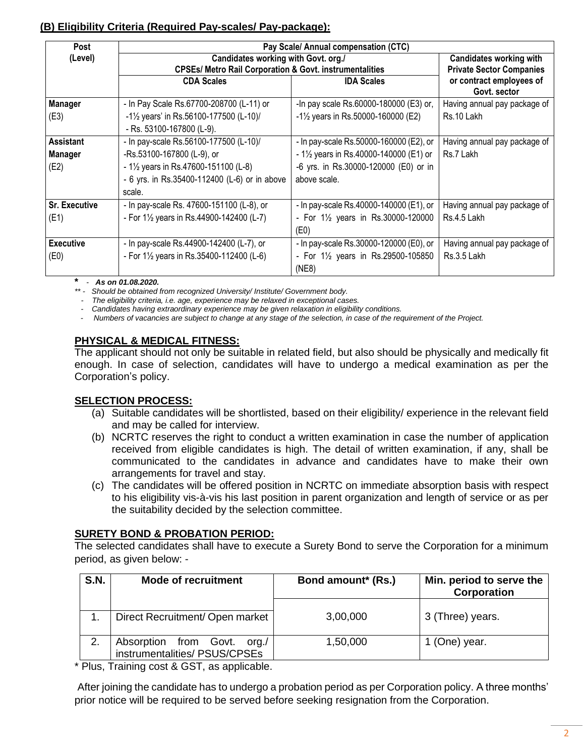## (B) Eligibility Criteria (Required Pay-scales/ Pay-package):

| Post (Level) | Pay Scale/ Annual compensation (CTC) | | |
|---|---|---|---|
| | Candidates working with Govt. org./ CPSEs/ Metro Rail Corporation & Govt. instrumentalities | | Candidates working with Private Sector Companies or contract employees of Govt. sector |
| | CDA Scales | IDA Scales | |
| Manager (E3) | - In Pay Scale Rs.67700-208700 (L-11) or -1½ years' in Rs.56100-177500 (L-10)/ - Rs. 53100-167800 (L-9). | -In pay scale Rs.60000-180000 (E3) or, -1½ years in Rs.50000-160000 (E2) | Having annual pay package of Rs.10 Lakh |
| Assistant Manager (E2) | - In pay-scale Rs.56100-177500 (L-10)/ -Rs.53100-167800 (L-9), or - 1½ years in Rs.47600-151100 (L-8) - 6 yrs. in Rs.35400-112400 (L-6) or in above scale. | - In pay-scale Rs.50000-160000 (E2), or - 1½ years in Rs.40000-140000 (E1) or -6 yrs. in Rs.30000-120000 (E0) or in above scale. | Having annual pay package of Rs.7 Lakh |
| Sr. Executive (E1) | - In pay-scale Rs. 47600-151100 (L-8), or - For 1½ years in Rs.44900-142400 (L-7) | - In pay-scale Rs.40000-140000 (E1), or - For 1½ years in Rs.30000-120000 (E0) | Having annual pay package of Rs.4.5 Lakh |
| Executive (E0) | - In pay-scale Rs.44900-142400 (L-7), or - For 1½ years in Rs.35400-112400 (L-6) | - In pay-scale Rs.30000-120000 (E0), or - For 1½ years in Rs.29500-105850 (NE8) | Having annual pay package of Rs.3.5 Lakh |

*\* - As on 01.08.2020.*

*\*\* - Should be obtained from recognized University/ Institute/ Government body.*

- *The eligibility criteria, i.e. age, experience may be relaxed in exceptional cases.*
- *Candidates having extraordinary experience may be given relaxation in eligibility conditions.*
- *Numbers of vacancies are subject to change at any stage of the selection, in case of the requirement of the Project.*

### PHYSICAL & MEDICAL FITNESS:

The applicant should not only be suitable in related field, but also should be physically and medically fit enough. In case of selection, candidates will have to undergo a medical examination as per the Corporation's policy.

### SELECTION PROCESS:

(a) Suitable candidates will be shortlisted, based on their eligibility/ experience in the relevant field and may be called for interview.

(b) NCRTC reserves the right to conduct a written examination in case the number of application received from eligible candidates is high. The detail of written examination, if any, shall be communicated to the candidates in advance and candidates have to make their own arrangements for travel and stay.

(c) The candidates will be offered position in NCRTC on immediate absorption basis with respect to his eligibility vis-à-vis his last position in parent organization and length of service or as per the suitability decided by the selection committee.

### SURETY BOND & PROBATION PERIOD:

The selected candidates shall have to execute a Surety Bond to serve the Corporation for a minimum period, as given below: -

| S.N. | Mode of recruitment | Bond amount* (Rs.) | Min. period to serve the Corporation |
|---|---|---|---|
| 1. | Direct Recruitment/ Open market | 3,00,000 | 3 (Three) years. |
| 2. | Absorption from Govt. org./ instrumentalities/ PSUS/CPSEs | 1,50,000 | 1 (One) year. |

\* Plus, Training cost & GST, as applicable.

After joining the candidate has to undergo a probation period as per Corporation policy. A three months' prior notice will be required to be served before seeking resignation from the Corporation.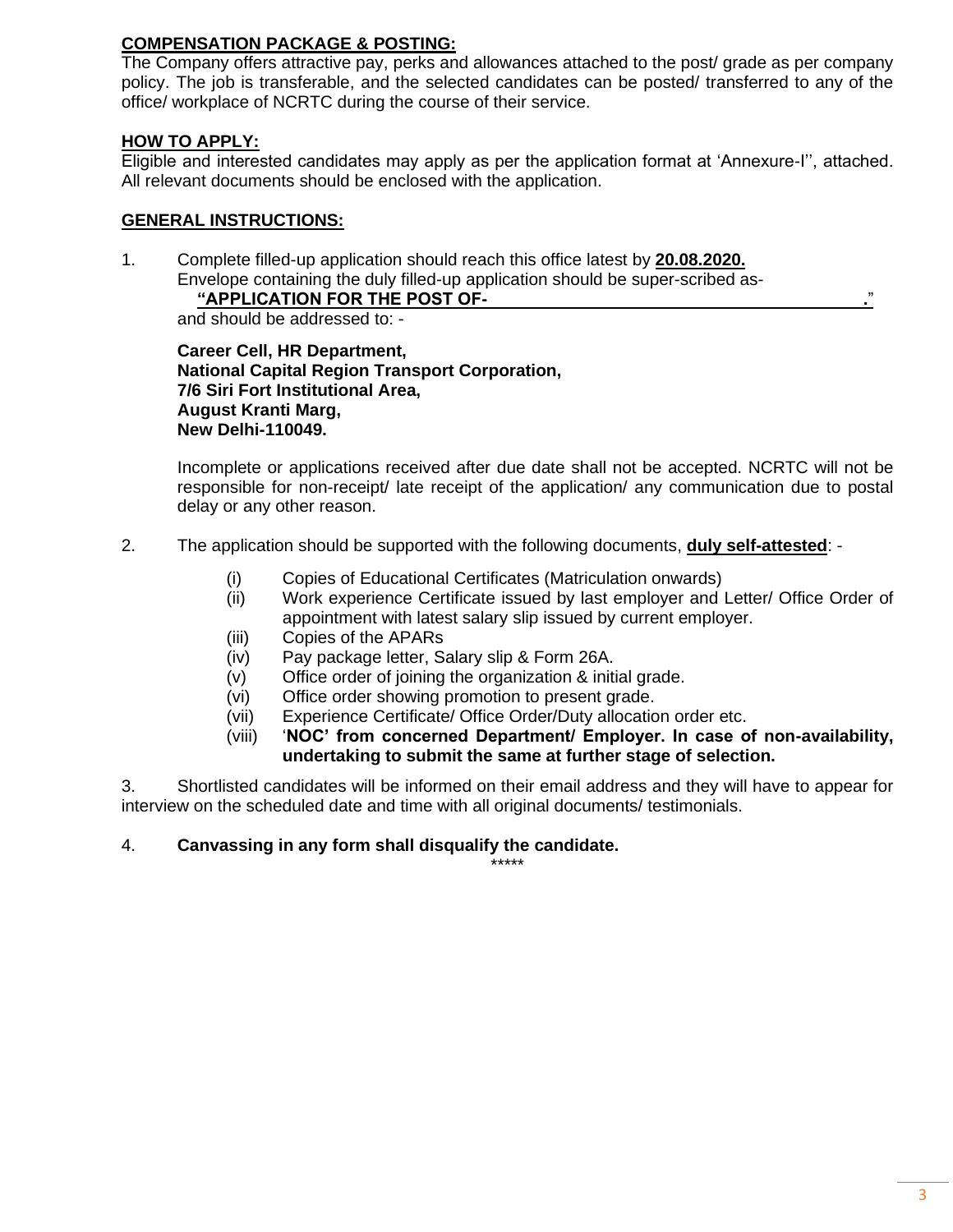## COMPENSATION PACKAGE & POSTING:

The Company offers attractive pay, perks and allowances attached to the post/ grade as per company policy. The job is transferable, and the selected candidates can be posted/ transferred to any of the office/ workplace of NCRTC during the course of their service.

## HOW TO APPLY:

Eligible and interested candidates may apply as per the application format at 'Annexure-I'', attached. All relevant documents should be enclosed with the application.

## GENERAL INSTRUCTIONS:

1. Complete filled-up application should reach this office latest by **20.08.2020.**
   Envelope containing the duly filled-up application should be super-scribed as-
   **"APPLICATION FOR THE POST OF-\_\_\_\_\_\_\_\_\_\_\_\_\_\_\_\_\_\_\_\_\_\_\_\_\_\_\_\_\_\_\_\_\_\_\_\_\_\_\_\_\_\_\_\_\_\_\_."**
   and should be addressed to: -

   **Career Cell, HR Department,**
   **National Capital Region Transport Corporation,**
   **7/6 Siri Fort Institutional Area,**
   **August Kranti Marg,**
   **New Delhi-110049.**

   Incomplete or applications received after due date shall not be accepted. NCRTC will not be responsible for non-receipt/ late receipt of the application/ any communication due to postal delay or any other reason.

2. The application should be supported with the following documents, **duly self-attested**: -
   - (i) Copies of Educational Certificates (Matriculation onwards)
   - (ii) Work experience Certificate issued by last employer and Letter/ Office Order of appointment with latest salary slip issued by current employer.
   - (iii) Copies of the APARs
   - (iv) Pay package letter, Salary slip & Form 26A.
   - (v) Office order of joining the organization & initial grade.
   - (vi) Office order showing promotion to present grade.
   - (vii) Experience Certificate/ Office Order/Duty allocation order etc.
   - (viii) '**NOC' from concerned Department/ Employer. In case of non-availability, undertaking to submit the same at further stage of selection.**

3. Shortlisted candidates will be informed on their email address and they will have to appear for interview on the scheduled date and time with all original documents/ testimonials.

4. **Canvassing in any form shall disqualify the candidate.**

*****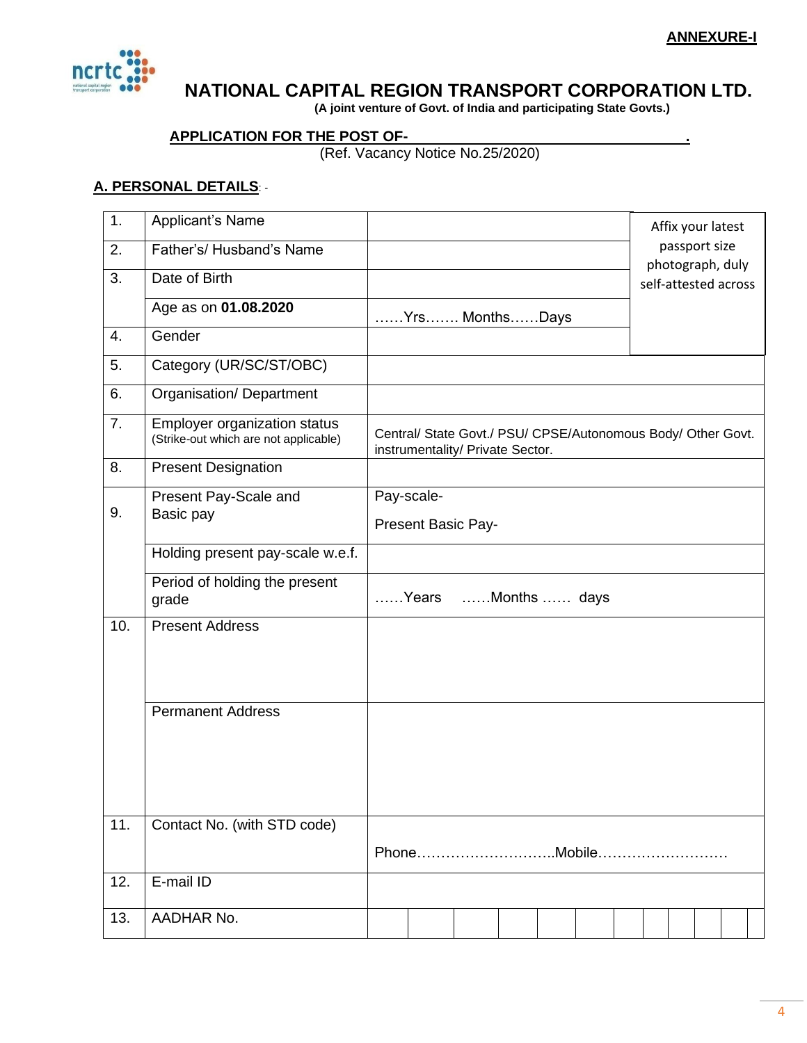**ANNEXURE-I**

# NATIONAL CAPITAL REGION TRANSPORT CORPORATION LTD.

**(A joint venture of Govt. of India and participating State Govts.)**

**APPLICATION FOR THE POST OF-\_\_\_\_\_\_\_\_\_\_\_\_\_\_\_\_\_\_\_\_\_\_\_\_\_\_\_\_\_\_\_\_\_\_\_\_.**

(Ref. Vacancy Notice No.25/2020)

**A. PERSONAL DETAILS**: -

| | | | |
|---|---|---|---|
| 1. | Applicant's Name | | Affix your latest passport size photograph, duly self-attested across |
| 2. | Father's/ Husband's Name | | |
| 3. | Date of Birth | | |
| | Age as on **01.08.2020** | ……Yrs……. Months……Days | |
| 4. | Gender | | |
| 5. | Category (UR/SC/ST/OBC) | | |
| 6. | Organisation/ Department | | |
| 7. | Employer organization status (Strike-out which are not applicable) | Central/ State Govt./ PSU/ CPSE/Autonomous Body/ Other Govt. instrumentality/ Private Sector. | |
| 8. | Present Designation | | |
| 9. | Present Pay-Scale and Basic pay | Pay-scale-<br>Present Basic Pay- | |
| | Holding present pay-scale w.e.f. | | |
| | Period of holding the present grade | ……Years ……Months …… days | |
| 10. | Present Address | | |
| | Permanent Address | | |
| 11. | Contact No. (with STD code) | Phone………………………..Mobile……………………… | |
| 12. | E-mail ID | | |
| 13. | AADHAR No. | | |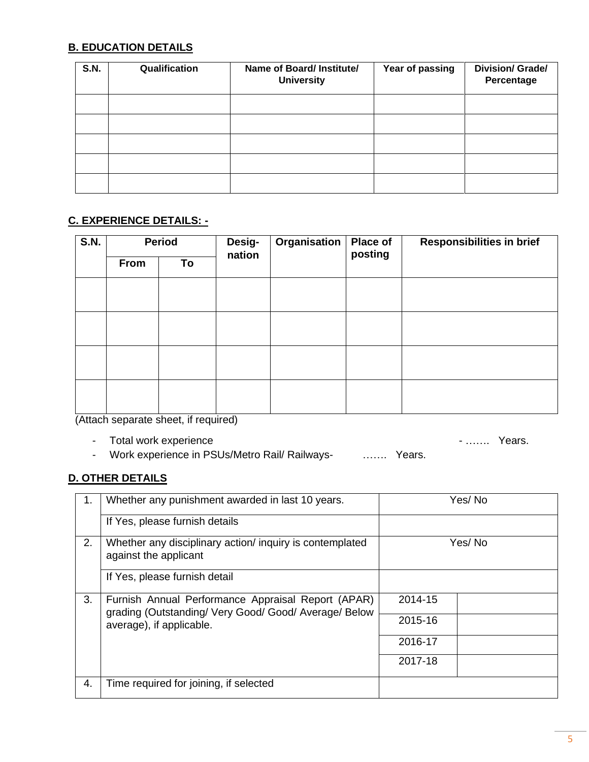**B. EDUCATION DETAILS**

| S.N. | Qualification | Name of Board/ Institute/ University | Year of passing | Division/ Grade/ Percentage |
|---|---|---|---|---|
| | | | | |
| | | | | |
| | | | | |
| | | | | |
| | | | | |

**C. EXPERIENCE DETAILS: -**

| S.N. | Period | | Desig-nation | Organisation | Place of posting | Responsibilities in brief |
|---|---|---|---|---|---|---|
| | From | To | | | | |
| | | | | | | |
| | | | | | | |
| | | | | | | |
| | | | | | | |

(Attach separate sheet, if required)

- Total work experience - ……. Years.
- Work experience in PSUs/Metro Rail/ Railways- ……. Years.

**D. OTHER DETAILS**

| | | | |
|---|---|---|---|
| 1. | Whether any punishment awarded in last 10 years. | Yes/ No | |
| | If Yes, please furnish details | | |
| 2. | Whether any disciplinary action/ inquiry is contemplated against the applicant | Yes/ No | |
| | If Yes, please furnish detail | | |
| 3. | Furnish Annual Performance Appraisal Report (APAR) grading (Outstanding/ Very Good/ Good/ Average/ Below average), if applicable. | 2014-15 | |
| | | 2015-16 | |
| | | 2016-17 | |
| | | 2017-18 | |
| 4. | Time required for joining, if selected | | |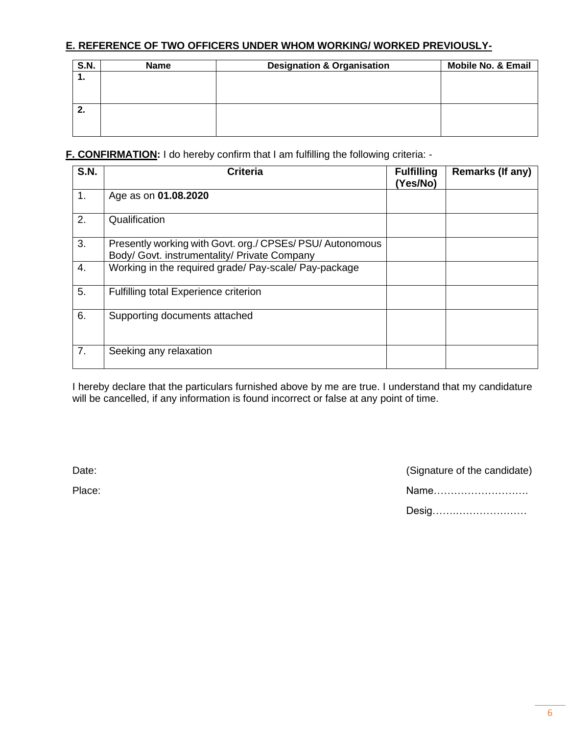## E. REFERENCE OF TWO OFFICERS UNDER WHOM WORKING/ WORKED PREVIOUSLY-

| S.N. | Name | Designation & Organisation | Mobile No. & Email |
|---|---|---|---|
| 1. | | | |
| 2. | | | |

**F. CONFIRMATION:** I do hereby confirm that I am fulfilling the following criteria: -

| S.N. | Criteria | Fulfilling (Yes/No) | Remarks (If any) |
|---|---|---|---|
| 1. | Age as on **01.08.2020** | | |
| 2. | Qualification | | |
| 3. | Presently working with Govt. org./ CPSEs/ PSU/ Autonomous Body/ Govt. instrumentality/ Private Company | | |
| 4. | Working in the required grade/ Pay-scale/ Pay-package | | |
| 5. | Fulfilling total Experience criterion | | |
| 6. | Supporting documents attached | | |
| 7. | Seeking any relaxation | | |

I hereby declare that the particulars furnished above by me are true. I understand that my candidature will be cancelled, if any information is found incorrect or false at any point of time.

Date:

Place:

(Signature of the candidate)

Name……………………….

Desig……….………………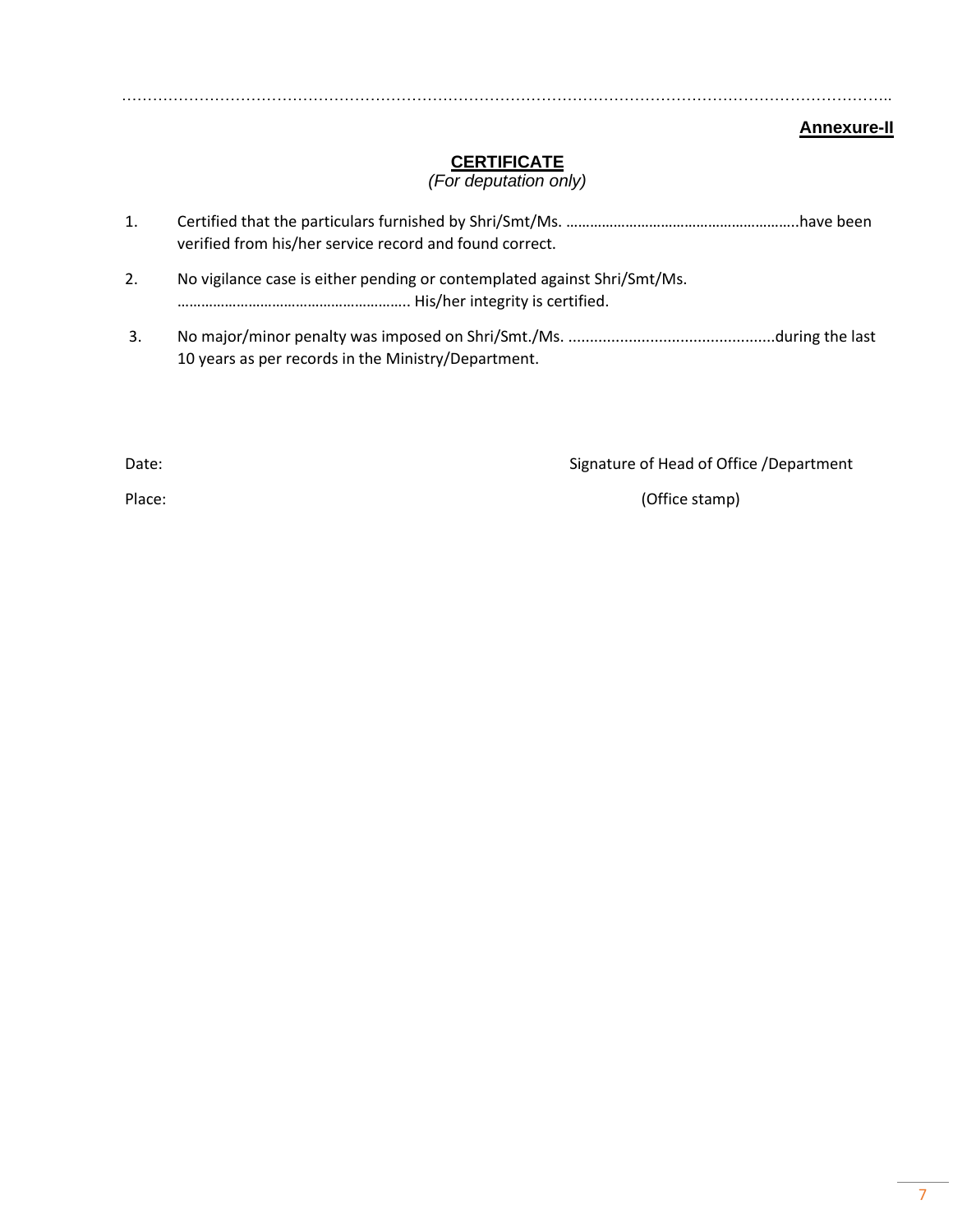………………………………………………………………………………………………………………………………………………..

**Annexure-II**

## CERTIFICATE

*(For deputation only)*

1. Certified that the particulars furnished by Shri/Smt/Ms. …………………………………………………..have been verified from his/her service record and found correct.
2. No vigilance case is either pending or contemplated against Shri/Smt/Ms. ………………………………………………….. His/her integrity is certified.
3. No major/minor penalty was imposed on Shri/Smt./Ms. ................................................during the last 10 years as per records in the Ministry/Department.

Date: Signature of Head of Office /Department

Place: (Office stamp)